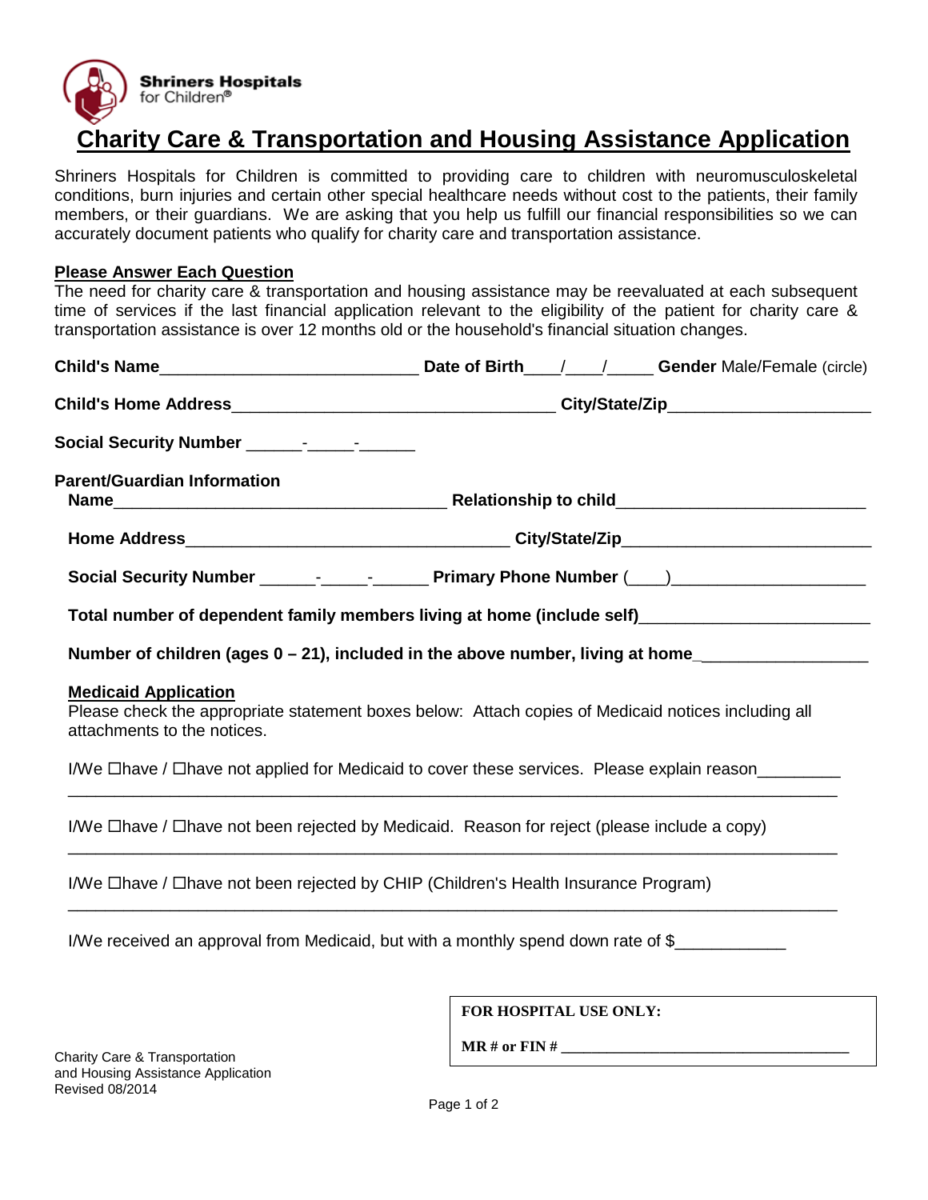Shriners Hospitals for Children®

# Charity Care & Transportation and Housing Assistance Application

Shriners Hospitals for Children is committed to providing care to children with neuromusculoskeletal conditions, burn injuries and certain other special healthcare needs without cost to the patients, their family members, or their guardians. We are asking that you help us fulfill our financial responsibilities so we can accurately document patients who qualify for charity care and transportation assistance.

**Please Answer Each Question**

The need for charity care & transportation and housing assistance may be reevaluated at each subsequent time of services if the last financial application relevant to the eligibility of the patient for charity care & transportation assistance is over 12 months old or the household's financial situation changes.

**Child's Name**___________________________ **Date of Birth**____/____/_____ **Gender** Male/Female (circle)

**Child's Home Address**__________________________________ **City/State/Zip**_____________________

**Social Security Number** ______-_____-______

**Parent/Guardian Information**

**Name**___________________________________ **Relationship to child**__________________________

**Home Address**__________________________________ **City/State/Zip**__________________________

**Social Security Number** ______-_____-______ **Primary Phone Number** (____)____________________

**Total number of dependent family members living at home (include self)**_______________________

**Number of children (ages 0 – 21), included in the above number, living at home**_________________

**Medicaid Application**

Please check the appropriate statement boxes below: Attach copies of Medicaid notices including all attachments to the notices.

I/We ☐have / ☐have not applied for Medicaid to cover these services. Please explain reason_________

_____________________________________________________________________________________

I/We ☐have / ☐have not been rejected by Medicaid. Reason for reject (please include a copy)

_____________________________________________________________________________________

I/We ☐have / ☐have not been rejected by CHIP (Children's Health Insurance Program)

_____________________________________________________________________________________

I/We received an approval from Medicaid, but with a monthly spend down rate of $____________

**FOR HOSPITAL USE ONLY:**

**MR # or FIN #** ____________________________________

Charity Care & Transportation and Housing Assistance Application
Revised 08/2014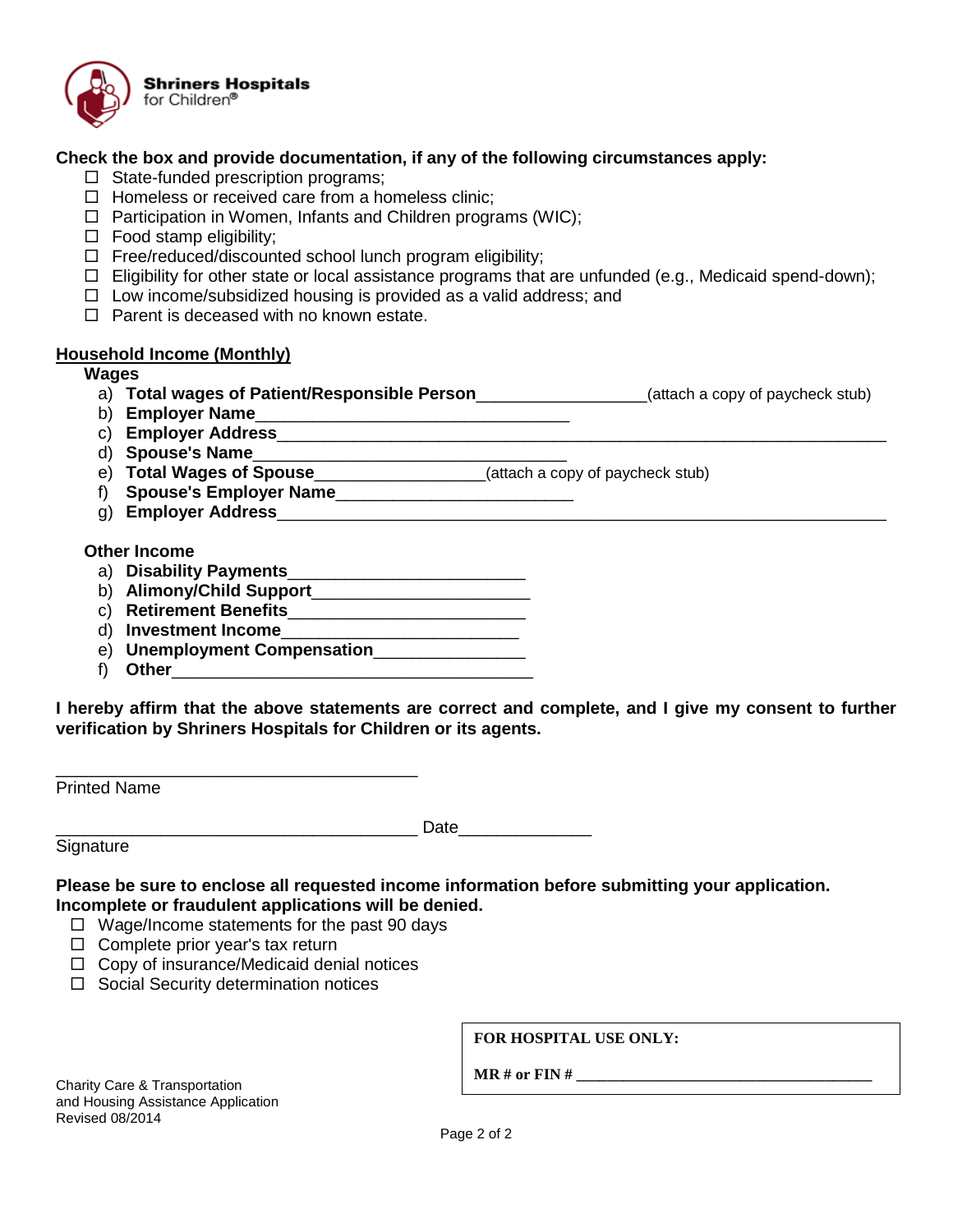Shriners Hospitals for Children®

**Check the box and provide documentation, if any of the following circumstances apply:**

- ☐ State-funded prescription programs;
- ☐ Homeless or received care from a homeless clinic;
- ☐ Participation in Women, Infants and Children programs (WIC);
- ☐ Food stamp eligibility;
- ☐ Free/reduced/discounted school lunch program eligibility;
- ☐ Eligibility for other state or local assistance programs that are unfunded (e.g., Medicaid spend-down);
- ☐ Low income/subsidized housing is provided as a valid address; and
- ☐ Parent is deceased with no known estate.

**Household Income (Monthly)**

**Wages**

a) **Total wages of Patient/Responsible Person**__________________(attach a copy of paycheck stub)
b) **Employer Name**________________________________
c) **Employer Address**____________________________________________________________
d) **Spouse's Name**________________________________
e) **Total Wages of Spouse**__________________(attach a copy of paycheck stub)
f) **Spouse's Employer Name**_________________________
g) **Employer Address**____________________________________________________________

**Other Income**

a) **Disability Payments**_________________________
b) **Alimony/Child Support**_______________________
c) **Retirement Benefits**_________________________
d) **Investment Income**__________________________
e) **Unemployment Compensation**________________
f) **Other**______________________________________

**I hereby affirm that the above statements are correct and complete, and I give my consent to further verification by Shriners Hospitals for Children or its agents.**

______________________________________
Printed Name

______________________________________ Date______________
Signature

**Please be sure to enclose all requested income information before submitting your application. Incomplete or fraudulent applications will be denied.**

- ☐ Wage/Income statements for the past 90 days
- ☐ Complete prior year's tax return
- ☐ Copy of insurance/Medicaid denial notices
- ☐ Social Security determination notices

**FOR HOSPITAL USE ONLY:**

**MR # or FIN #** ______________________________________

Charity Care & Transportation
and Housing Assistance Application
Revised 08/2014